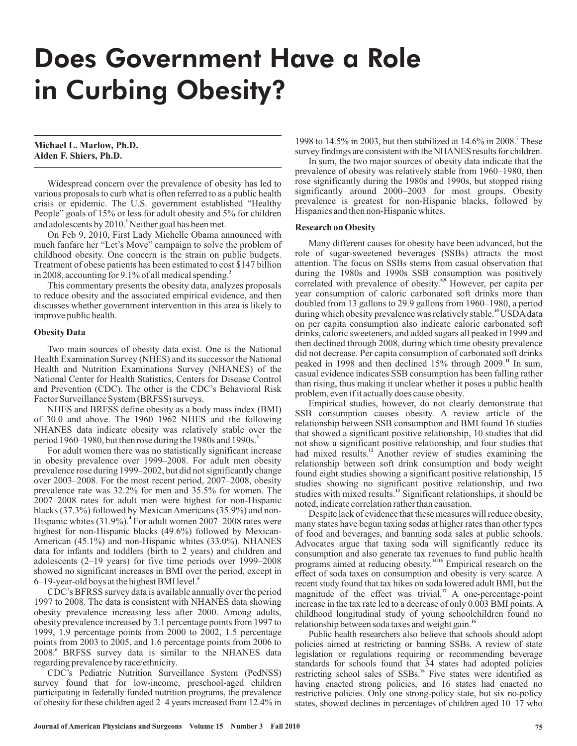# Does Government Have a Role in Curbing Obesity?

**Michael L. Marlow, Ph.D.**
**Alden F. Shiers, Ph.D.**

Widespread concern over the prevalence of obesity has led to various proposals to curb what is often referred to as a public health crisis or epidemic. The U.S. government established "Healthy People" goals of 15% or less for adult obesity and 5% for children and adolescents by 2010.[1] Neither goal has been met.

On Feb 9, 2010, First Lady Michelle Obama announced with much fanfare her "Let's Move" campaign to solve the problem of childhood obesity. One concern is the strain on public budgets. Treatment of obese patients has been estimated to cost $147 billion in 2008, accounting for 9.1% of all medical spending.[2]

This commentary presents the obesity data, analyzes proposals to reduce obesity and the associated empirical evidence, and then discusses whether government intervention in this area is likely to improve public health.

### Obesity Data

Two main sources of obesity data exist. One is the National Health Examination Survey (NHES) and its successor the National Health and Nutrition Examinations Survey (NHANES) of the National Center for Health Statistics, Centers for Disease Control and Prevention (CDC). The other is the CDC's Behavioral Risk Factor Surveillance System (BRFSS) surveys.

NHES and BRFSS define obesity as a body mass index (BMI) of 30.0 and above. The 1960–1962 NHES and the following NHANES data indicate obesity was relatively stable over the period 1960–1980, but then rose during the 1980s and 1990s.[3]

For adult women there was no statistically significant increase in obesity prevalence over 1999–2008. For adult men obesity prevalence rose during 1999–2002, but did not significantly change over 2003–2008. For the most recent period, 2007–2008, obesity prevalence rate was 32.2% for men and 35.5% for women. The 2007–2008 rates for adult men were highest for non-Hispanic blacks (37.3%) followed by Mexican Americans (35.9%) and non-Hispanic whites (31.9%).[4] For adult women 2007–2008 rates were highest for non-Hispanic blacks (49.6%) followed by Mexican-American (45.1%) and non-Hispanic whites (33.0%). NHANES data for infants and toddlers (birth to 2 years) and children and adolescents (2–19 years) for five time periods over 1999–2008 showed no significant increases in BMI over the period, except in 6–19-year-old boys at the highest BMI level.[5]

CDC's BFRSS survey data is available annually over the period 1997 to 2008. The data is consistent with NHANES data showing obesity prevalence increasing less after 2000. Among adults, obesity prevalence increased by 3.1 percentage points from 1997 to 1999, 1.9 percentage points from 2000 to 2002, 1.5 percentage points from 2003 to 2005, and 1.6 percentage points from 2006 to 2008.[6] BRFSS survey data is similar to the NHANES data regarding prevalence by race/ethnicity.

CDC's Pediatric Nutrition Surveillance System (PedNSS) survey found that for low-income, preschool-aged children participating in federally funded nutrition programs, the prevalence of obesity for these children aged 2–4 years increased from 12.4% in 1998 to 14.5% in 2003, but then stabilized at 14.6% in 2008.[7] These survey findings are consistent with the NHANES results for children.

In sum, the two major sources of obesity data indicate that the prevalence of obesity was relatively stable from 1960–1980, then rose significantly during the 1980s and 1990s, but stopped rising significantly around 2000–2003 for most groups. Obesity prevalence is greatest for non-Hispanic blacks, followed by Hispanics and then non-Hispanic whites.

### Research on Obesity

Many different causes for obesity have been advanced, but the role of sugar-sweetened beverages (SSBs) attracts the most attention. The focus on SSBs stems from casual observation that during the 1980s and 1990s SSB consumption was positively correlated with prevalence of obesity.[8,9] However, per capita per year consumption of caloric carbonated soft drinks more than doubled from 13 gallons to 29.9 gallons from 1960–1980, a period during which obesity prevalence was relatively stable.[10] USDA data on per capita consumption also indicate caloric carbonated soft drinks, caloric sweeteners, and added sugars all peaked in 1999 and then declined through 2008, during which time obesity prevalence did not decrease. Per capita consumption of carbonated soft drinks peaked in 1998 and then declined 15% through 2009.[11] In sum, casual evidence indicates SSB consumption has been falling rather than rising, thus making it unclear whether it poses a public health problem, even if it actually does cause obesity.

Empirical studies, however, do not clearly demonstrate that SSB consumption causes obesity. A review article of the relationship between SSB consumption and BMI found 16 studies that showed a significant positive relationship, 10 studies that did not show a significant positive relationship, and four studies that had mixed results.[12] Another review of studies examining the relationship between soft drink consumption and body weight found eight studies showing a significant positive relationship, 15 studies showing no significant positive relationship, and two studies with mixed results.[13] Significant relationships, it should be noted, indicate correlation rather than causation.

Despite lack of evidence that these measures will reduce obesity, many states have begun taxing sodas at higher rates than other types of food and beverages, and banning soda sales at public schools. Advocates argue that taxing soda will significantly reduce its consumption and also generate tax revenues to fund public health programs aimed at reducing obesity.[14-16] Empirical research on the effect of soda taxes on consumption and obesity is very scarce. A recent study found that tax hikes on soda lowered adult BMI, but the magnitude of the effect was trivial.[17] A one-percentage-point increase in the tax rate led to a decrease of only 0.003 BMI points. A childhood longitudinal study of young schoolchildren found no relationship between soda taxes and weight gain.[16]

Public health researchers also believe that schools should adopt policies aimed at restricting or banning SSBs. A review of state legislation or regulations requiring or recommending beverage standards for schools found that 34 states had adopted policies restricting school sales of SSBs.[18] Five states were identified as having enacted strong policies, and 16 states had enacted no restrictive policies. Only one strong-policy state, but six no-policy states, showed declines in percentages of children aged 10–17 who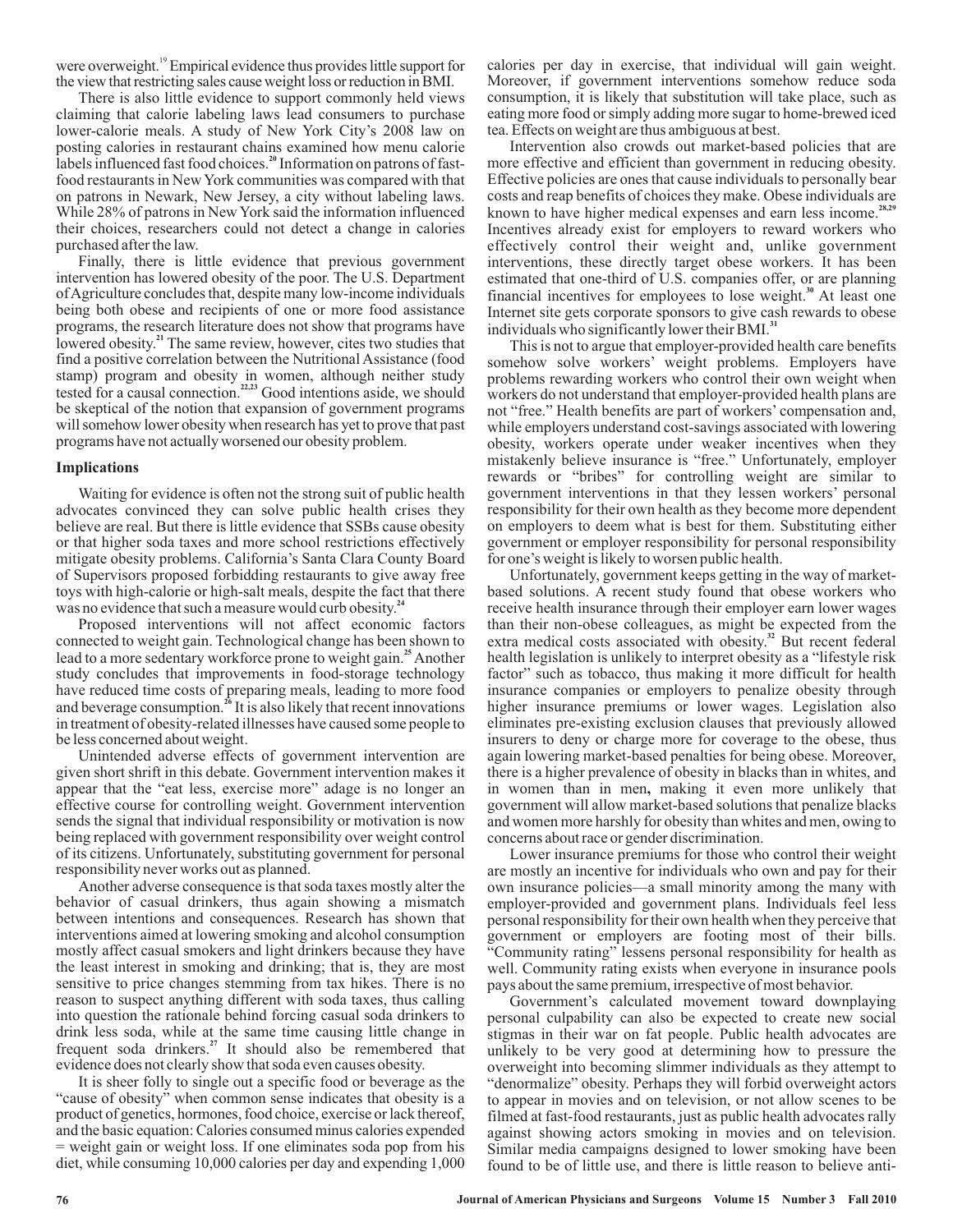were overweight.[19] Empirical evidence thus provides little support for the view that restricting sales cause weight loss or reduction in BMI.

There is also little evidence to support commonly held views claiming that calorie labeling laws lead consumers to purchase lower-calorie meals. A study of New York City's 2008 law on posting calories in restaurant chains examined how menu calorie labels influenced fast food choices.[20] Information on patrons of fast-food restaurants in New York communities was compared with that on patrons in Newark, New Jersey, a city without labeling laws. While 28% of patrons in New York said the information influenced their choices, researchers could not detect a change in calories purchased after the law.

Finally, there is little evidence that previous government intervention has lowered obesity of the poor. The U.S. Department of Agriculture concludes that, despite many low-income individuals being both obese and recipients of one or more food assistance programs, the research literature does not show that programs have lowered obesity.[21] The same review, however, cites two studies that find a positive correlation between the Nutritional Assistance (food stamp) program and obesity in women, although neither study tested for a causal connection.[22,23] Good intentions aside, we should be skeptical of the notion that expansion of government programs will somehow lower obesity when research has yet to prove that past programs have not actually worsened our obesity problem.

## Implications

Waiting for evidence is often not the strong suit of public health advocates convinced they can solve public health crises they believe are real. But there is little evidence that SSBs cause obesity or that higher soda taxes and more school restrictions effectively mitigate obesity problems. California's Santa Clara County Board of Supervisors proposed forbidding restaurants to give away free toys with high-calorie or high-salt meals, despite the fact that there was no evidence that such a measure would curb obesity.[24]

Proposed interventions will not affect economic factors connected to weight gain. Technological change has been shown to lead to a more sedentary workforce prone to weight gain.[25] Another study concludes that improvements in food-storage technology have reduced time costs of preparing meals, leading to more food and beverage consumption.[26] It is also likely that recent innovations in treatment of obesity-related illnesses have caused some people to be less concerned about weight.

Unintended adverse effects of government intervention are given short shrift in this debate. Government intervention makes it appear that the "eat less, exercise more" adage is no longer an effective course for controlling weight. Government intervention sends the signal that individual responsibility or motivation is now being replaced with government responsibility over weight control of its citizens. Unfortunately, substituting government for personal responsibility never works out as planned.

Another adverse consequence is that soda taxes mostly alter the behavior of casual drinkers, thus again showing a mismatch between intentions and consequences. Research has shown that interventions aimed at lowering smoking and alcohol consumption mostly affect casual smokers and light drinkers because they have the least interest in smoking and drinking; that is, they are most sensitive to price changes stemming from tax hikes. There is no reason to suspect anything different with soda taxes, thus calling into question the rationale behind forcing casual soda drinkers to drink less soda, while at the same time causing little change in frequent soda drinkers.[27] It should also be remembered that evidence does not clearly show that soda even causes obesity.

It is sheer folly to single out a specific food or beverage as the "cause of obesity" when common sense indicates that obesity is a product of genetics, hormones, food choice, exercise or lack thereof, and the basic equation: Calories consumed minus calories expended = weight gain or weight loss. If one eliminates soda pop from his diet, while consuming 10,000 calories per day and expending 1,000 calories per day in exercise, that individual will gain weight. Moreover, if government interventions somehow reduce soda consumption, it is likely that substitution will take place, such as eating more food or simply adding more sugar to home-brewed iced tea. Effects on weight are thus ambiguous at best.

Intervention also crowds out market-based policies that are more effective and efficient than government in reducing obesity. Effective policies are ones that cause individuals to personally bear costs and reap benefits of choices they make. Obese individuals are known to have higher medical expenses and earn less income.[28,29] Incentives already exist for employers to reward workers who effectively control their weight and, unlike government interventions, these directly target obese workers. It has been estimated that one-third of U.S. companies offer, or are planning financial incentives for employees to lose weight.[30] At least one Internet site gets corporate sponsors to give cash rewards to obese individuals who significantly lower their BMI.[31]

This is not to argue that employer-provided health care benefits somehow solve workers' weight problems. Employers have problems rewarding workers who control their own weight when workers do not understand that employer-provided health plans are not "free." Health benefits are part of workers' compensation and, while employers understand cost-savings associated with lowering obesity, workers operate under weaker incentives when they mistakenly believe insurance is "free." Unfortunately, employer rewards or "bribes" for controlling weight are similar to government interventions in that they lessen workers' personal responsibility for their own health as they become more dependent on employers to deem what is best for them. Substituting either government or employer responsibility for personal responsibility for one's weight is likely to worsen public health.

Unfortunately, government keeps getting in the way of market-based solutions. A recent study found that obese workers who receive health insurance through their employer earn lower wages than their non-obese colleagues, as might be expected from the extra medical costs associated with obesity.[32] But recent federal health legislation is unlikely to interpret obesity as a "lifestyle risk factor" such as tobacco, thus making it more difficult for health insurance companies or employers to penalize obesity through higher insurance premiums or lower wages. Legislation also eliminates pre-existing exclusion clauses that previously allowed insurers to deny or charge more for coverage to the obese, thus again lowering market-based penalties for being obese. Moreover, there is a higher prevalence of obesity in blacks than in whites, and in women than in men**,** making it even more unlikely that government will allow market-based solutions that penalize blacks and women more harshly for obesity than whites and men, owing to concerns about race or gender discrimination.

Lower insurance premiums for those who control their weight are mostly an incentive for individuals who own and pay for their own insurance policies—a small minority among the many with employer-provided and government plans. Individuals feel less personal responsibility for their own health when they perceive that government or employers are footing most of their bills. "Community rating" lessens personal responsibility for health as well. Community rating exists when everyone in insurance pools pays about the same premium, irrespective of most behavior.

Government's calculated movement toward downplaying personal culpability can also be expected to create new social stigmas in their war on fat people. Public health advocates are unlikely to be very good at determining how to pressure the overweight into becoming slimmer individuals as they attempt to "denormalize" obesity. Perhaps they will forbid overweight actors to appear in movies and on television, or not allow scenes to be filmed at fast-food restaurants, just as public health advocates rally against showing actors smoking in movies and on television. Similar media campaigns designed to lower smoking have been found to be of little use, and there is little reason to believe anti-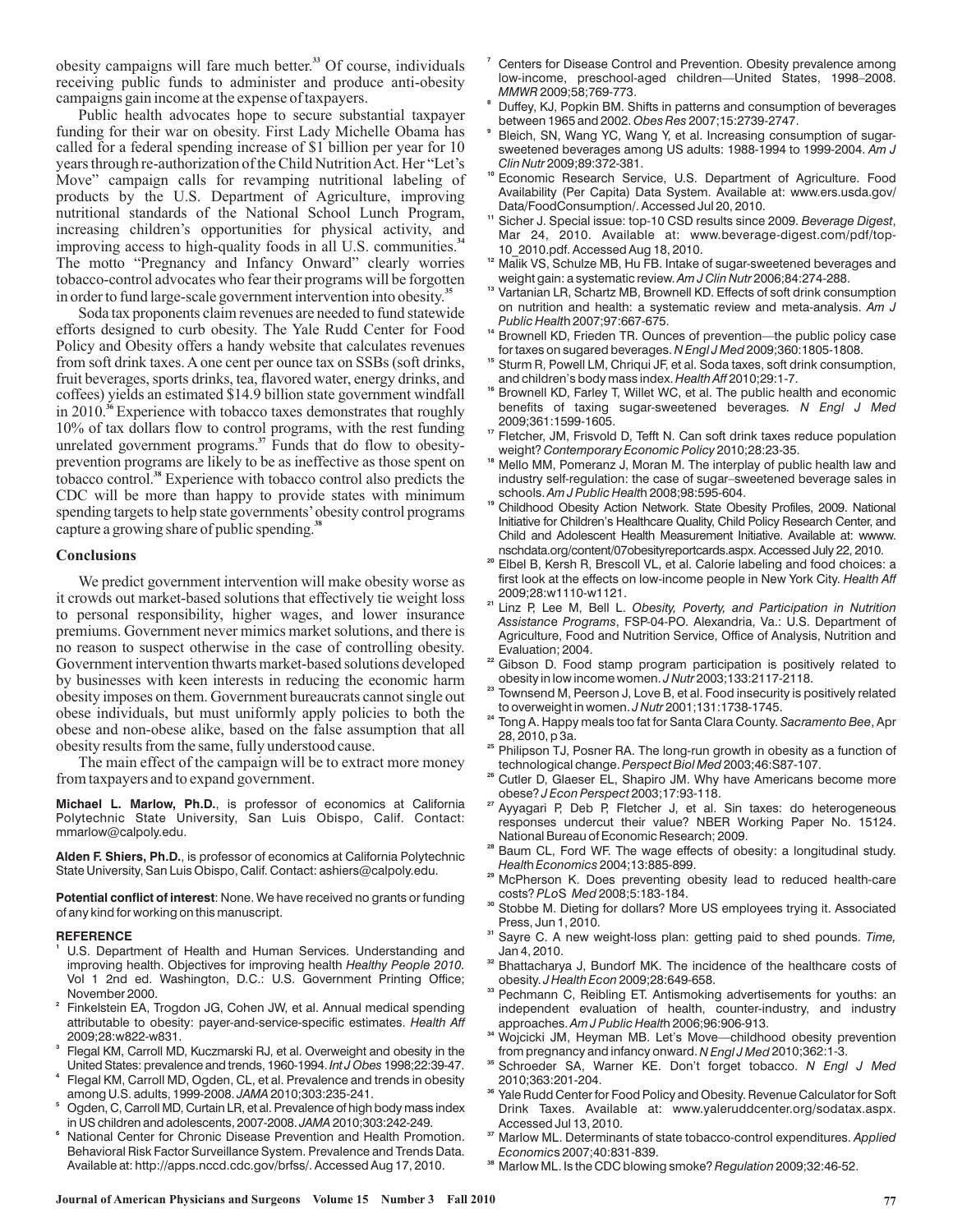obesity campaigns will fare much better.[33] Of course, individuals receiving public funds to administer and produce anti-obesity campaigns gain income at the expense of taxpayers.

Public health advocates hope to secure substantial taxpayer funding for their war on obesity. First Lady Michelle Obama has called for a federal spending increase of $1 billion per year for 10 years through re-authorization of the Child Nutrition Act. Her "Let's Move" campaign calls for revamping nutritional labeling of products by the U.S. Department of Agriculture, improving nutritional standards of the National School Lunch Program, increasing children's opportunities for physical activity, and improving access to high-quality foods in all U.S. communities.[34] The motto "Pregnancy and Infancy Onward" clearly worries tobacco-control advocates who fear their programs will be forgotten in order to fund large-scale government intervention into obesity.[35]

Soda tax proponents claim revenues are needed to fund statewide efforts designed to curb obesity. The Yale Rudd Center for Food Policy and Obesity offers a handy website that calculates revenues from soft drink taxes. A one cent per ounce tax on SSBs (soft drinks, fruit beverages, sports drinks, tea, flavored water, energy drinks, and coffees) yields an estimated $14.9 billion state government windfall in 2010.[36] Experience with tobacco taxes demonstrates that roughly 10% of tax dollars flow to control programs, with the rest funding unrelated government programs.[37] Funds that do flow to obesity-prevention programs are likely to be as ineffective as those spent on tobacco control.[38] Experience with tobacco control also predicts the CDC will be more than happy to provide states with minimum spending targets to help state governments' obesity control programs capture a growing share of public spending.[38]

## Conclusions

We predict government intervention will make obesity worse as it crowds out market-based solutions that effectively tie weight loss to personal responsibility, higher wages, and lower insurance premiums. Government never mimics market solutions, and there is no reason to suspect otherwise in the case of controlling obesity. Government intervention thwarts market-based solutions developed by businesses with keen interests in reducing the economic harm obesity imposes on them. Government bureaucrats cannot single out obese individuals, but must uniformly apply policies to both the obese and non-obese alike, based on the false assumption that all obesity results from the same, fully understood cause.

The main effect of the campaign will be to extract more money from taxpayers and to expand government.

**Michael L. Marlow, Ph.D.**, is professor of economics at California Polytechnic State University, San Luis Obispo, Calif. Contact: mmarlow@calpoly.edu.

**Alden F. Shiers, Ph.D.**, is professor of economics at California Polytechnic State University, San Luis Obispo, Calif. Contact: ashiers@calpoly.edu.

**Potential conflict of interest**: None. We have received no grants or funding of any kind for working on this manuscript.

## REFERENCE

1. U.S. Department of Health and Human Services. Understanding and improving health. Objectives for improving health *Healthy People 2010*. Vol 1 2nd ed. Washington, D.C.: U.S. Government Printing Office; November 2000.
2. Finkelstein EA, Trogdon JG, Cohen JW, et al. Annual medical spending attributable to obesity: payer-and-service-specific estimates. *Health Aff* 2009;28:w822-w831.
3. Flegal KM, Carroll MD, Kuczmarski RJ, et al. Overweight and obesity in the United States: prevalence and trends, 1960-1994. *Int J Obes* 1998;22:39-47.
4. Flegal KM, Carroll MD, Ogden, CL, et al. Prevalence and trends in obesity among U.S. adults, 1999-2008. *JAMA* 2010;303:235-241.
5. Ogden, C, Carroll MD, Curtain LR, et al. Prevalence of high body mass index in US children and adolescents, 2007-2008. *JAMA* 2010;303:242-249.
6. National Center for Chronic Disease Prevention and Health Promotion. Behavioral Risk Factor Surveillance System. Prevalence and Trends Data. Available at: http://apps.nccd.cdc.gov/brfss/. Accessed Aug 17, 2010.
7. Centers for Disease Control and Prevention. Obesity prevalence among low-income, preschool-aged children—United States, 1998–2008. *MMWR* 2009;58;769-773.
8. Duffey, KJ, Popkin BM. Shifts in patterns and consumption of beverages between 1965 and 2002. *Obes Res* 2007;15:2739-2747.
9. Bleich, SN, Wang YC, Wang Y, et al. Increasing consumption of sugar-sweetened beverages among US adults: 1988-1994 to 1999-2004. *Am J Clin Nutr* 2009;89:372-381.
10. Economic Research Service, U.S. Department of Agriculture. Food Availability (Per Capita) Data System. Available at: www.ers.usda.gov/Data/FoodConsumption/. Accessed Jul 20, 2010.
11. Sicher J. Special issue: top-10 CSD results since 2009. *Beverage Digest*, Mar 24, 2010. Available at: www.beverage-digest.com/pdf/top-10_2010.pdf. Accessed Aug 18, 2010.
12. Malik VS, Schulze MB, Hu FB. Intake of sugar-sweetened beverages and weight gain: a systematic review. *Am J Clin Nutr* 2006;84:274-288.
13. Vartanian LR, Schartz MB, Brownell KD. Effects of soft drink consumption on nutrition and health: a systematic review and meta-analysis. *Am J Public Health* 2007;97:667-675.
14. Brownell KD, Frieden TR. Ounces of prevention—the public policy case for taxes on sugared beverages. *N Engl J Med* 2009;360:1805-1808.
15. Sturm R, Powell LM, Chriqui JF, et al. Soda taxes, soft drink consumption, and children's body mass index. *Health Aff* 2010;29:1-7.
16. Brownell KD, Farley T, Willet WC, et al. The public health and economic benefits of taxing sugar-sweetened beverages. *N Engl J Med* 2009;361:1599-1605.
17. Fletcher, JM, Frisvold D, Tefft N. Can soft drink taxes reduce population weight? *Contemporary Economic Policy* 2010;28:23-35.
18. Mello MM, Pomeranz J, Moran M. The interplay of public health law and industry self-regulation: the case of sugar–sweetened beverage sales in schools. *Am J Public Health* 2008;98:595-604.
19. Childhood Obesity Action Network. State Obesity Profiles, 2009. National Initiative for Children's Healthcare Quality, Child Policy Research Center, and Child and Adolescent Health Measurement Initiative. Available at: wwww.nschdata.org/content/07obesityreportcards.aspx. Accessed July 22, 2010.
20. Elbel B, Kersh R, Brescoll VL, et al. Calorie labeling and food choices: a first look at the effects on low-income people in New York City. *Health Aff* 2009;28:w1110-w1121.
21. Linz P, Lee M, Bell L. *Obesity, Poverty, and Participation in Nutrition Assistance Programs*, FSP-04-PO. Alexandria, Va.: U.S. Department of Agriculture, Food and Nutrition Service, Office of Analysis, Nutrition and Evaluation; 2004.
22. Gibson D. Food stamp program participation is positively related to obesity in low income women. *J Nutr* 2003;133:2117-2118.
23. Townsend M, Peerson J, Love B, et al. Food insecurity is positively related to overweight in women. *J Nutr* 2001;131:1738-1745.
24. Tong A. Happy meals too fat for Santa Clara County. *Sacramento Bee*, Apr 28, 2010, p 3a.
25. Philipson TJ, Posner RA. The long-run growth in obesity as a function of technological change. *Perspect Biol Med* 2003;46:S87-107.
26. Cutler D, Glaeser EL, Shapiro JM. Why have Americans become more obese? *J Econ Perspect* 2003;17:93-118.
27. Ayyagari P, Deb P, Fletcher J, et al. Sin taxes: do heterogeneous responses undercut their value? NBER Working Paper No. 15124. National Bureau of Economic Research; 2009.
28. Baum CL, Ford WF. The wage effects of obesity: a longitudinal study. *Health Economics* 2004;13:885-899.
29. McPherson K. Does preventing obesity lead to reduced health-care costs? *PLoS Med* 2008;5:183-184.
30. Stobbe M. Dieting for dollars? More US employees trying it. Associated Press, Jun 1, 2010.
31. Sayre C. A new weight-loss plan: getting paid to shed pounds. *Time,* Jan 4, 2010.
32. Bhattacharya J, Bundorf MK. The incidence of the healthcare costs of obesity. *J Health Econ* 2009;28:649-658.
33. Pechmann C, Reibling ET. Antismoking advertisements for youths: an independent evaluation of health, counter-industry, and industry approaches. *Am J Public Health* 2006;96:906-913.
34. Wojcicki JM, Heyman MB. Let's Move—childhood obesity prevention from pregnancy and infancy onward. *N Engl J Med* 2010;362:1-3.
35. Schroeder SA, Warner KE. Don't forget tobacco. *N Engl J Med* 2010;363:201-204.
36. Yale Rudd Center for Food Policy and Obesity. Revenue Calculator for Soft Drink Taxes. Available at: www.yaleruddcenter.org/sodatax.aspx. Accessed Jul 13, 2010.
37. Marlow ML. Determinants of state tobacco-control expenditures. *Applied Economics* 2007;40:831-839.
38. Marlow ML. Is the CDC blowing smoke? *Regulation* 2009;32:46-52.